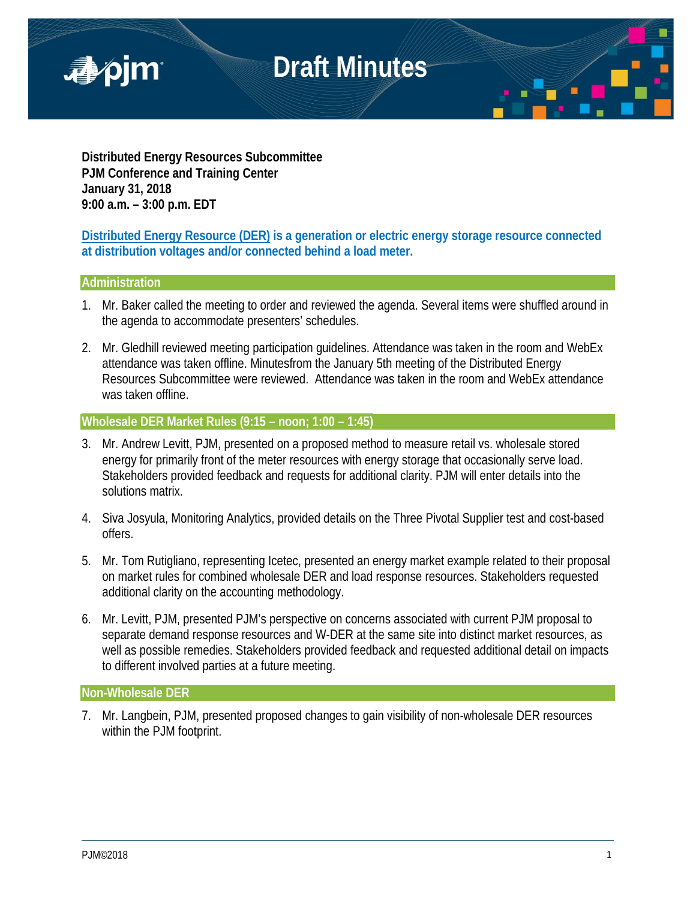# Draft Minutes

**Distributed Energy Resources Subcommittee**
**PJM Conference and Training Center**
**January 31, 2018**
**9:00 a.m. – 3:00 p.m. EDT**

**Distributed Energy Resource (DER) is a generation or electric energy storage resource connected at distribution voltages and/or connected behind a load meter.**

## Administration

1. Mr. Baker called the meeting to order and reviewed the agenda. Several items were shuffled around in the agenda to accommodate presenters' schedules.

2. Mr. Gledhill reviewed meeting participation guidelines. Attendance was taken in the room and WebEx attendance was taken offline. Minutesfrom the January 5th meeting of the Distributed Energy Resources Subcommittee were reviewed. Attendance was taken in the room and WebEx attendance was taken offline.

## Wholesale DER Market Rules (9:15 – noon; 1:00 – 1:45)

3. Mr. Andrew Levitt, PJM, presented on a proposed method to measure retail vs. wholesale stored energy for primarily front of the meter resources with energy storage that occasionally serve load. Stakeholders provided feedback and requests for additional clarity. PJM will enter details into the solutions matrix.

4. Siva Josyula, Monitoring Analytics, provided details on the Three Pivotal Supplier test and cost-based offers.

5. Mr. Tom Rutigliano, representing Icetec, presented an energy market example related to their proposal on market rules for combined wholesale DER and load response resources. Stakeholders requested additional clarity on the accounting methodology.

6. Mr. Levitt, PJM, presented PJM's perspective on concerns associated with current PJM proposal to separate demand response resources and W-DER at the same site into distinct market resources, as well as possible remedies. Stakeholders provided feedback and requested additional detail on impacts to different involved parties at a future meeting.

## Non-Wholesale DER

7. Mr. Langbein, PJM, presented proposed changes to gain visibility of non-wholesale DER resources within the PJM footprint.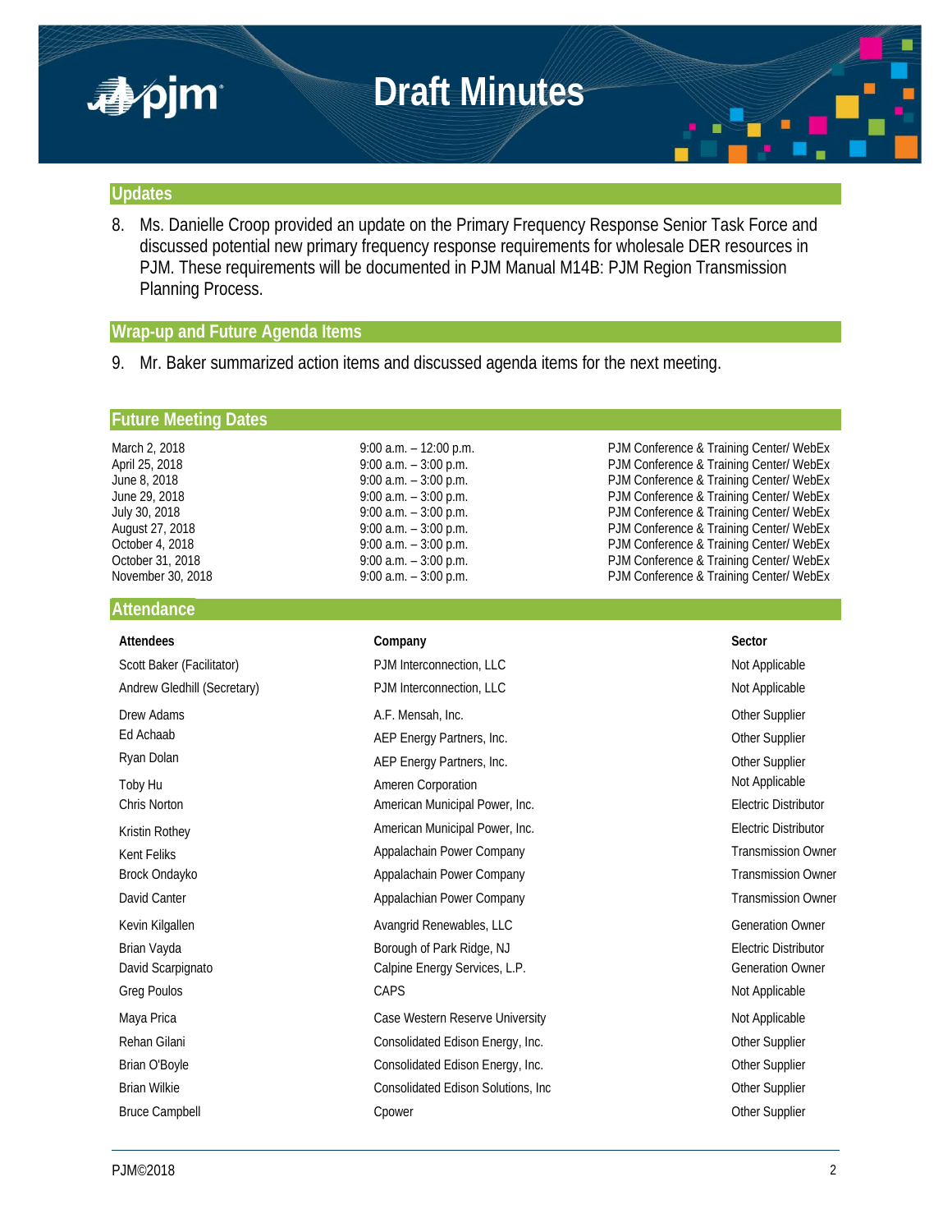## Updates

8. Ms. Danielle Croop provided an update on the Primary Frequency Response Senior Task Force and discussed potential new primary frequency response requirements for wholesale DER resources in PJM. These requirements will be documented in PJM Manual M14B: PJM Region Transmission Planning Process.

## Wrap-up and Future Agenda Items

9. Mr. Baker summarized action items and discussed agenda items for the next meeting.

## Future Meeting Dates

| | | |
|---|---|---|
| March 2, 2018 | 9:00 a.m. – 12:00 p.m. | PJM Conference & Training Center/ WebEx |
| April 25, 2018 | 9:00 a.m. – 3:00 p.m. | PJM Conference & Training Center/ WebEx |
| June 8, 2018 | 9:00 a.m. – 3:00 p.m. | PJM Conference & Training Center/ WebEx |
| June 29, 2018 | 9:00 a.m. – 3:00 p.m. | PJM Conference & Training Center/ WebEx |
| July 30, 2018 | 9:00 a.m. – 3:00 p.m. | PJM Conference & Training Center/ WebEx |
| August 27, 2018 | 9:00 a.m. – 3:00 p.m. | PJM Conference & Training Center/ WebEx |
| October 4, 2018 | 9:00 a.m. – 3:00 p.m. | PJM Conference & Training Center/ WebEx |
| October 31, 2018 | 9:00 a.m. – 3:00 p.m. | PJM Conference & Training Center/ WebEx |
| November 30, 2018 | 9:00 a.m. – 3:00 p.m. | PJM Conference & Training Center/ WebEx |

## Attendance

| Attendees | Company | Sector |
|---|---|---|
| Scott Baker (Facilitator) | PJM Interconnection, LLC | Not Applicable |
| Andrew Gledhill (Secretary) | PJM Interconnection, LLC | Not Applicable |
| Drew Adams | A.F. Mensah, Inc. | Other Supplier |
| Ed Achaab | AEP Energy Partners, Inc. | Other Supplier |
| Ryan Dolan | AEP Energy Partners, Inc. | Other Supplier |
| Toby Hu | Ameren Corporation | Not Applicable |
| Chris Norton | American Municipal Power, Inc. | Electric Distributor |
| Kristin Rothey | American Municipal Power, Inc. | Electric Distributor |
| Kent Feliks | Appalachain Power Company | Transmission Owner |
| Brock Ondayko | Appalachain Power Company | Transmission Owner |
| David Canter | Appalachian Power Company | Transmission Owner |
| Kevin Kilgallen | Avangrid Renewables, LLC | Generation Owner |
| Brian Vayda | Borough of Park Ridge, NJ | Electric Distributor |
| David Scarpignato | Calpine Energy Services, L.P. | Generation Owner |
| Greg Poulos | CAPS | Not Applicable |
| Maya Prica | Case Western Reserve University | Not Applicable |
| Rehan Gilani | Consolidated Edison Energy, Inc. | Other Supplier |
| Brian O'Boyle | Consolidated Edison Energy, Inc. | Other Supplier |
| Brian Wilkie | Consolidated Edison Solutions, Inc | Other Supplier |
| Bruce Campbell | Cpower | Other Supplier |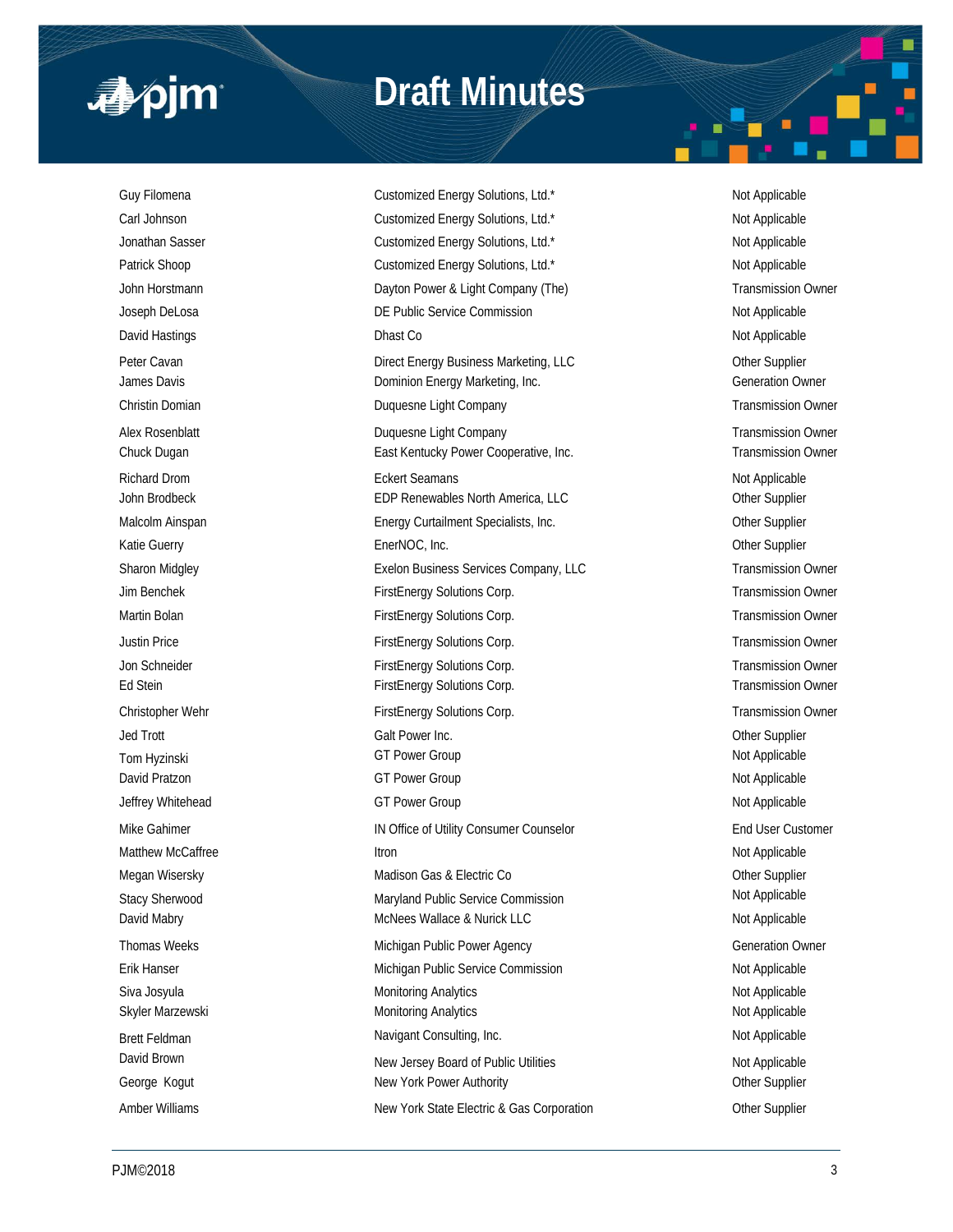| | | |
|---|---|---|
| Guy Filomena | Customized Energy Solutions, Ltd.* | Not Applicable |
| Carl Johnson | Customized Energy Solutions, Ltd.* | Not Applicable |
| Jonathan Sasser | Customized Energy Solutions, Ltd.* | Not Applicable |
| Patrick Shoop | Customized Energy Solutions, Ltd.* | Not Applicable |
| John Horstmann | Dayton Power & Light Company (The) | Transmission Owner |
| Joseph DeLosa | DE Public Service Commission | Not Applicable |
| David Hastings | Dhast Co | Not Applicable |
| Peter Cavan | Direct Energy Business Marketing, LLC | Other Supplier |
| James Davis | Dominion Energy Marketing, Inc. | Generation Owner |
| Christin Domian | Duquesne Light Company | Transmission Owner |
| Alex Rosenblatt | Duquesne Light Company | Transmission Owner |
| Chuck Dugan | East Kentucky Power Cooperative, Inc. | Transmission Owner |
| Richard Drom | Eckert Seamans | Not Applicable |
| John Brodbeck | EDP Renewables North America, LLC | Other Supplier |
| Malcolm Ainspan | Energy Curtailment Specialists, Inc. | Other Supplier |
| Katie Guerry | EnerNOC, Inc. | Other Supplier |
| Sharon Midgley | Exelon Business Services Company, LLC | Transmission Owner |
| Jim Benchek | FirstEnergy Solutions Corp. | Transmission Owner |
| Martin Bolan | FirstEnergy Solutions Corp. | Transmission Owner |
| Justin Price | FirstEnergy Solutions Corp. | Transmission Owner |
| Jon Schneider | FirstEnergy Solutions Corp. | Transmission Owner |
| Ed Stein | FirstEnergy Solutions Corp. | Transmission Owner |
| Christopher Wehr | FirstEnergy Solutions Corp. | Transmission Owner |
| Jed Trott | Galt Power Inc. | Other Supplier |
| Tom Hyzinski | GT Power Group | Not Applicable |
| David Pratzon | GT Power Group | Not Applicable |
| Jeffrey Whitehead | GT Power Group | Not Applicable |
| Mike Gahimer | IN Office of Utility Consumer Counselor | End User Customer |
| Matthew McCaffree | Itron | Not Applicable |
| Megan Wisersky | Madison Gas & Electric Co | Other Supplier |
| Stacy Sherwood | Maryland Public Service Commission | Not Applicable |
| David Mabry | McNees Wallace & Nurick LLC | Not Applicable |
| Thomas Weeks | Michigan Public Power Agency | Generation Owner |
| Erik Hanser | Michigan Public Service Commission | Not Applicable |
| Siva Josyula | Monitoring Analytics | Not Applicable |
| Skyler Marzewski | Monitoring Analytics | Not Applicable |
| Brett Feldman | Navigant Consulting, Inc. | Not Applicable |
| David Brown | New Jersey Board of Public Utilities | Not Applicable |
| George Kogut | New York Power Authority | Other Supplier |
| Amber Williams | New York State Electric & Gas Corporation | Other Supplier |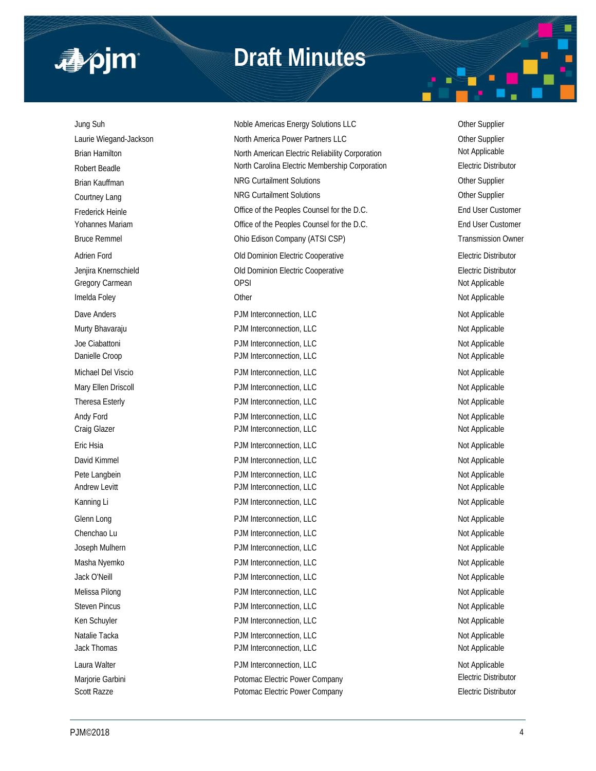| | | |
|---|---|---|
| Jung Suh | Noble Americas Energy Solutions LLC | Other Supplier |
| Laurie Wiegand-Jackson | North America Power Partners LLC | Other Supplier |
| Brian Hamilton | North American Electric Reliability Corporation | Not Applicable |
| Robert Beadle | North Carolina Electric Membership Corporation | Electric Distributor |
| Brian Kauffman | NRG Curtailment Solutions | Other Supplier |
| Courtney Lang | NRG Curtailment Solutions | Other Supplier |
| Frederick Heinle | Office of the Peoples Counsel for the D.C. | End User Customer |
| Yohannes Mariam | Office of the Peoples Counsel for the D.C. | End User Customer |
| Bruce Remmel | Ohio Edison Company (ATSI CSP) | Transmission Owner |
| Adrien Ford | Old Dominion Electric Cooperative | Electric Distributor |
| Jenjira Knernschield | Old Dominion Electric Cooperative | Electric Distributor |
| Gregory Carmean | OPSI | Not Applicable |
| Imelda Foley | Other | Not Applicable |
| Dave Anders | PJM Interconnection, LLC | Not Applicable |
| Murty Bhavaraju | PJM Interconnection, LLC | Not Applicable |
| Joe Ciabattoni | PJM Interconnection, LLC | Not Applicable |
| Danielle Croop | PJM Interconnection, LLC | Not Applicable |
| Michael Del Viscio | PJM Interconnection, LLC | Not Applicable |
| Mary Ellen Driscoll | PJM Interconnection, LLC | Not Applicable |
| Theresa Esterly | PJM Interconnection, LLC | Not Applicable |
| Andy Ford | PJM Interconnection, LLC | Not Applicable |
| Craig Glazer | PJM Interconnection, LLC | Not Applicable |
| Eric Hsia | PJM Interconnection, LLC | Not Applicable |
| David Kimmel | PJM Interconnection, LLC | Not Applicable |
| Pete Langbein | PJM Interconnection, LLC | Not Applicable |
| Andrew Levitt | PJM Interconnection, LLC | Not Applicable |
| Kanning Li | PJM Interconnection, LLC | Not Applicable |
| Glenn Long | PJM Interconnection, LLC | Not Applicable |
| Chenchao Lu | PJM Interconnection, LLC | Not Applicable |
| Joseph Mulhern | PJM Interconnection, LLC | Not Applicable |
| Masha Nyemko | PJM Interconnection, LLC | Not Applicable |
| Jack O'Neill | PJM Interconnection, LLC | Not Applicable |
| Melissa Pilong | PJM Interconnection, LLC | Not Applicable |
| Steven Pincus | PJM Interconnection, LLC | Not Applicable |
| Ken Schuyler | PJM Interconnection, LLC | Not Applicable |
| Natalie Tacka | PJM Interconnection, LLC | Not Applicable |
| Jack Thomas | PJM Interconnection, LLC | Not Applicable |
| Laura Walter | PJM Interconnection, LLC | Not Applicable |
| Marjorie Garbini | Potomac Electric Power Company | Electric Distributor |
| Scott Razze | Potomac Electric Power Company | Electric Distributor |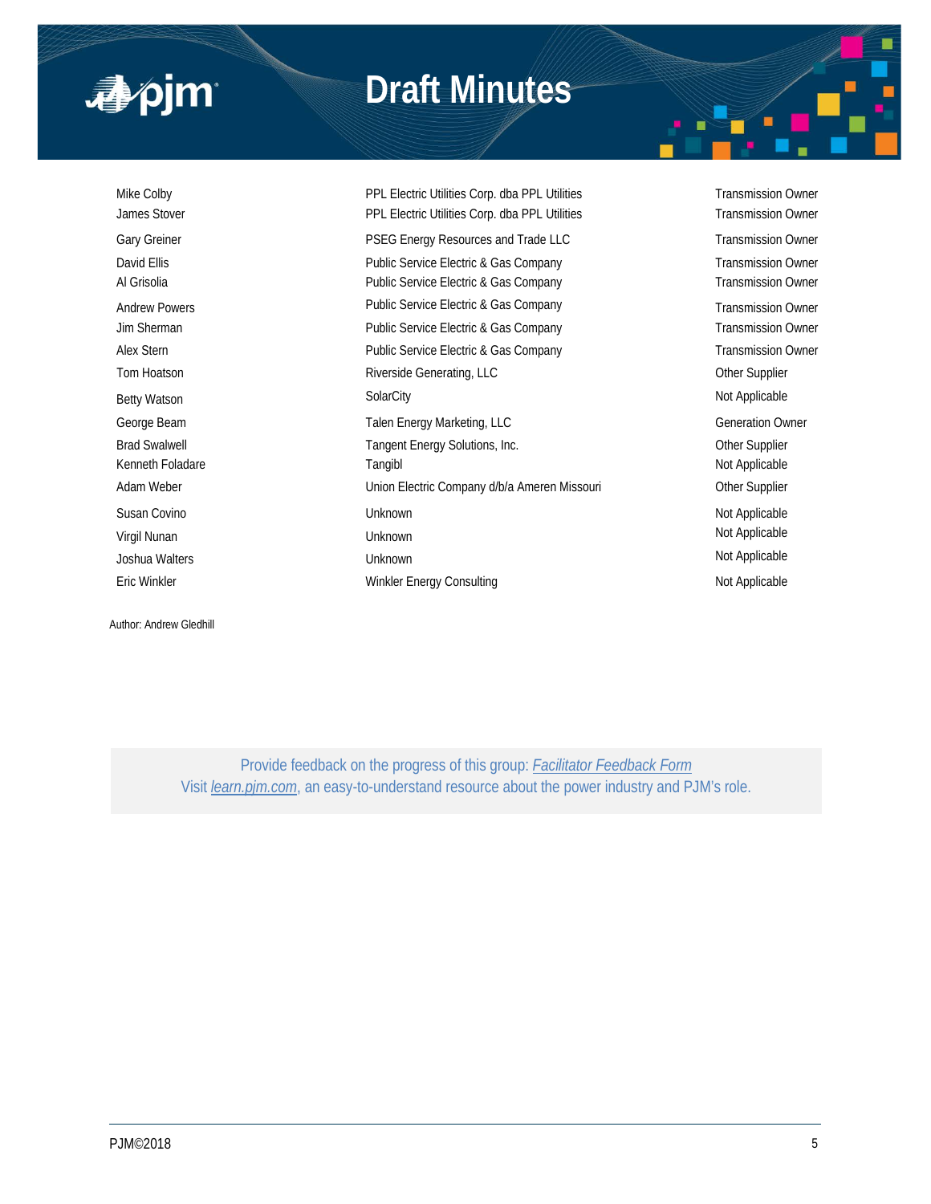| | | |
|---|---|---|
| Mike Colby | PPL Electric Utilities Corp. dba PPL Utilities | Transmission Owner |
| James Stover | PPL Electric Utilities Corp. dba PPL Utilities | Transmission Owner |
| Gary Greiner | PSEG Energy Resources and Trade LLC | Transmission Owner |
| David Ellis | Public Service Electric & Gas Company | Transmission Owner |
| Al Grisolia | Public Service Electric & Gas Company | Transmission Owner |
| Andrew Powers | Public Service Electric & Gas Company | Transmission Owner |
| Jim Sherman | Public Service Electric & Gas Company | Transmission Owner |
| Alex Stern | Public Service Electric & Gas Company | Transmission Owner |
| Tom Hoatson | Riverside Generating, LLC | Other Supplier |
| Betty Watson | SolarCity | Not Applicable |
| George Beam | Talen Energy Marketing, LLC | Generation Owner |
| Brad Swalwell | Tangent Energy Solutions, Inc. | Other Supplier |
| Kenneth Foladare | Tangibl | Not Applicable |
| Adam Weber | Union Electric Company d/b/a Ameren Missouri | Other Supplier |
| Susan Covino | Unknown | Not Applicable |
| Virgil Nunan | Unknown | Not Applicable |
| Joshua Walters | Unknown | Not Applicable |
| Eric Winkler | Winkler Energy Consulting | Not Applicable |

Author: Andrew Gledhill

Provide feedback on the progress of this group: *Facilitator Feedback Form*
Visit *learn.pjm.com*, an easy-to-understand resource about the power industry and PJM's role.